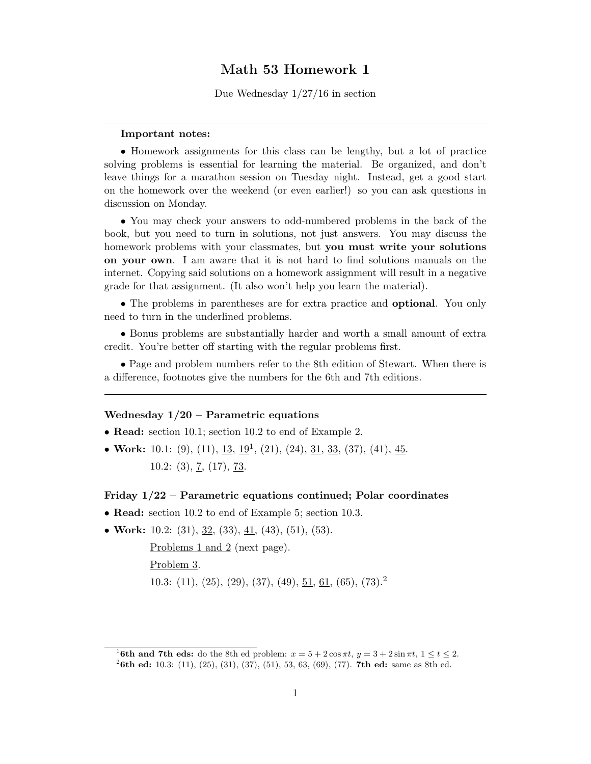# Math 53 Homework 1

Due Wednesday 1/27/16 in section

---

**Important notes:**

- Homework assignments for this class can be lengthy, but a lot of practice solving problems is essential for learning the material. Be organized, and don't leave things for a marathon session on Tuesday night. Instead, get a good start on the homework over the weekend (or even earlier!) so you can ask questions in discussion on Monday.

- You may check your answers to odd-numbered problems in the back of the book, but you need to turn in solutions, not just answers. You may discuss the homework problems with your classmates, but **you must write your solutions on your own**. I am aware that it is not hard to find solutions manuals on the internet. Copying said solutions on a homework assignment will result in a negative grade for that assignment. (It also won't help you learn the material).

- The problems in parentheses are for extra practice and **optional**. You only need to turn in the underlined problems.

- Bonus problems are substantially harder and worth a small amount of extra credit. You're better off starting with the regular problems first.

- Page and problem numbers refer to the 8th edition of Stewart. When there is a difference, footnotes give the numbers for the 6th and 7th editions.

---

### Wednesday 1/20 – Parametric equations

- **Read:** section 10.1; section 10.2 to end of Example 2.
- **Work:** 10.1: (9), (11), <u>13</u>, <u>19</u>[1], (21), (24), <u>31</u>, <u>33</u>, (37), (41), <u>45</u>.
  10.2: (3), <u>7</u>, (17), <u>73</u>.

### Friday 1/22 – Parametric equations continued; Polar coordinates

- **Read:** section 10.2 to end of Example 5; section 10.3.
- **Work:** 10.2: (31), <u>32</u>, (33), <u>41</u>, (43), (51), (53).
  <u>Problems 1 and 2</u> (next page).
  <u>Problem 3</u>.
  10.3: (11), (25), (29), (37), (49), <u>51</u>, <u>61</u>, (65), (73).[2]

---

[1] **6th and 7th eds:** do the 8th ed problem: $x = 5 + 2\cos \pi t$, $y = 3 + 2\sin \pi t$, $1 \leq t \leq 2$.

[2] **6th ed:** 10.3: (11), (25), (31), (37), (51), <u>53</u>, <u>63</u>, (69), (77). **7th ed:** same as 8th ed.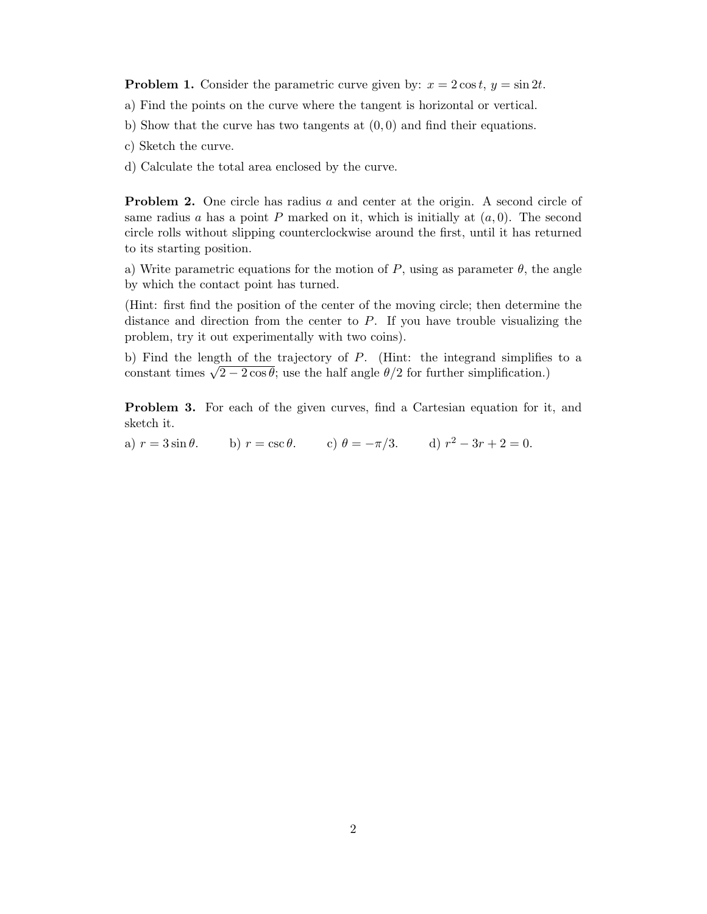**Problem 1.** Consider the parametric curve given by: $x = 2\cos t$, $y = \sin 2t$.

a) Find the points on the curve where the tangent is horizontal or vertical.

b) Show that the curve has two tangents at $(0, 0)$ and find their equations.

c) Sketch the curve.

d) Calculate the total area enclosed by the curve.

**Problem 2.** One circle has radius $a$ and center at the origin. A second circle of same radius $a$ has a point $P$ marked on it, which is initially at $(a, 0)$. The second circle rolls without slipping counterclockwise around the first, until it has returned to its starting position.

a) Write parametric equations for the motion of $P$, using as parameter $\theta$, the angle by which the contact point has turned.

(Hint: first find the position of the center of the moving circle; then determine the distance and direction from the center to $P$. If you have trouble visualizing the problem, try it out experimentally with two coins).

b) Find the length of the trajectory of $P$. (Hint: the integrand simplifies to a constant times $\sqrt{2 - 2\cos\theta}$; use the half angle $\theta/2$ for further simplification.)

**Problem 3.** For each of the given curves, find a Cartesian equation for it, and sketch it.

a) $r = 3\sin\theta$. b) $r = \csc\theta$. c) $\theta = -\pi/3$. d) $r^2 - 3r + 2 = 0$.